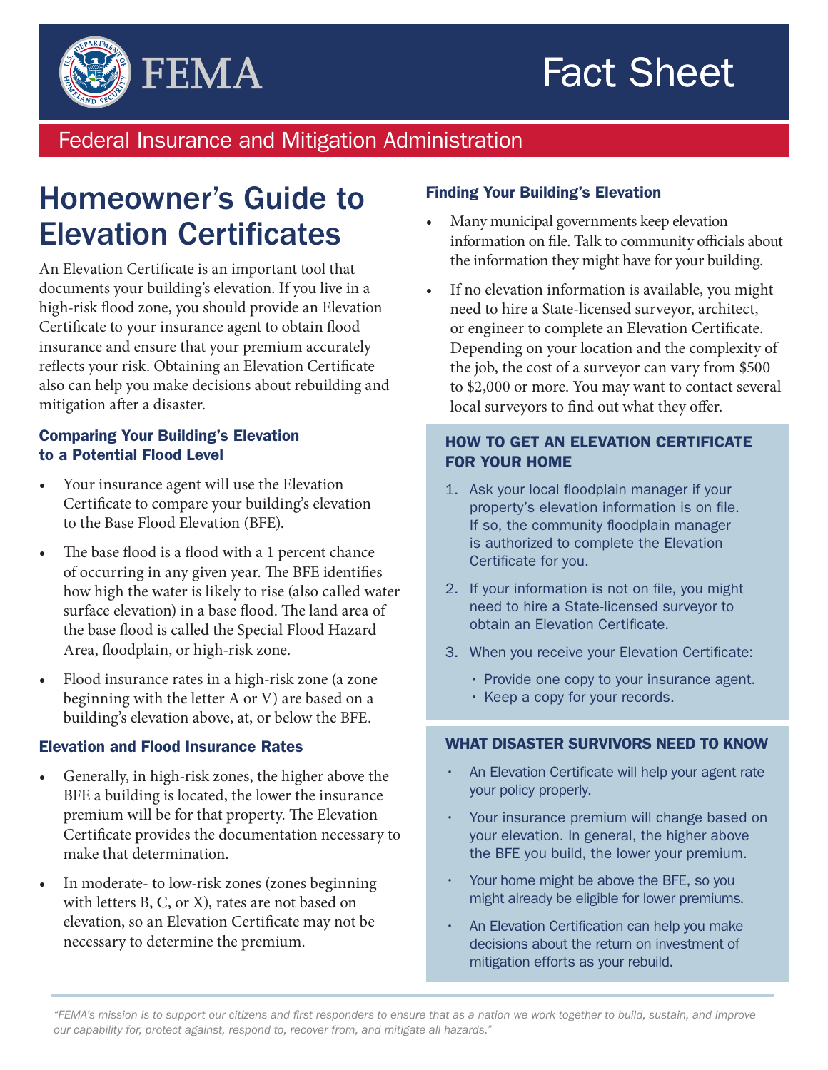FEMA

# Fact Sheet

Federal Insurance and Mitigation Administration

# Homeowner's Guide to Elevation Certificates

An Elevation Certificate is an important tool that documents your building's elevation. If you live in a high-risk flood zone, you should provide an Elevation Certificate to your insurance agent to obtain flood insurance and ensure that your premium accurately reflects your risk. Obtaining an Elevation Certificate also can help you make decisions about rebuilding and mitigation after a disaster.

### Comparing Your Building's Elevation to a Potential Flood Level

- Your insurance agent will use the Elevation Certificate to compare your building's elevation to the Base Flood Elevation (BFE).
- The base flood is a flood with a 1 percent chance of occurring in any given year. The BFE identifies how high the water is likely to rise (also called water surface elevation) in a base flood. The land area of the base flood is called the Special Flood Hazard Area, floodplain, or high-risk zone.
- Flood insurance rates in a high-risk zone (a zone beginning with the letter A or V) are based on a building's elevation above, at, or below the BFE.

### Elevation and Flood Insurance Rates

- Generally, in high-risk zones, the higher above the BFE a building is located, the lower the insurance premium will be for that property. The Elevation Certificate provides the documentation necessary to make that determination.
- In moderate- to low-risk zones (zones beginning with letters B, C, or X), rates are not based on elevation, so an Elevation Certificate may not be necessary to determine the premium.

### Finding Your Building's Elevation

- Many municipal governments keep elevation information on file. Talk to community officials about the information they might have for your building.
- If no elevation information is available, you might need to hire a State-licensed surveyor, architect, or engineer to complete an Elevation Certificate. Depending on your location and the complexity of the job, the cost of a surveyor can vary from $500 to $2,000 or more. You may want to contact several local surveyors to find out what they offer.

### HOW TO GET AN ELEVATION CERTIFICATE FOR YOUR HOME

1. Ask your local floodplain manager if your property's elevation information is on file. If so, the community floodplain manager is authorized to complete the Elevation Certificate for you.
2. If your information is not on file, you might need to hire a State-licensed surveyor to obtain an Elevation Certificate.
3. When you receive your Elevation Certificate:
   - Provide one copy to your insurance agent.
   - Keep a copy for your records.

### WHAT DISASTER SURVIVORS NEED TO KNOW

- An Elevation Certificate will help your agent rate your policy properly.
- Your insurance premium will change based on your elevation. In general, the higher above the BFE you build, the lower your premium.
- Your home might be above the BFE, so you might already be eligible for lower premiums.
- An Elevation Certification can help you make decisions about the return on investment of mitigation efforts as your rebuild.

*"FEMA's mission is to support our citizens and first responders to ensure that as a nation we work together to build, sustain, and improve our capability for, protect against, respond to, recover from, and mitigate all hazards."*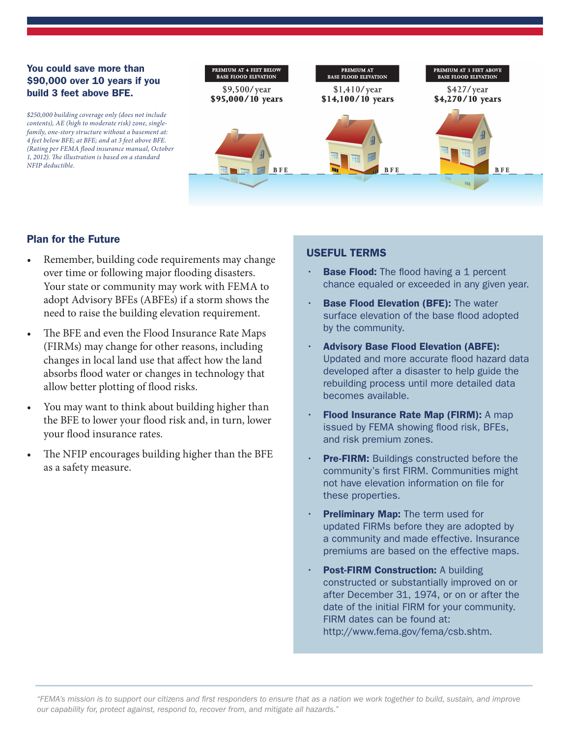**You could save more than $90,000 over 10 years if you build 3 feet above BFE.**

*$250,000 building coverage only (does not include contents), AE (high to moderate risk) zone, single-family, one-story structure without a basement at: 4 feet below BFE; at BFE; and at 3 feet above BFE. (Rating per FEMA flood insurance manual, October 1, 2012). The illustration is based on a standard NFIP deductible.*

PREMIUM AT 4 FEET BELOW BASE FLOOD ELEVATION
$9,500/year
**$95,000/10 years**

PREMIUM AT BASE FLOOD ELEVATION
$1,410/year
**$14,100/10 years**

PREMIUM AT 3 FEET ABOVE BASE FLOOD ELEVATION
$427/year
**$4,270/10 years**

BFE
BFE
BFE

## Plan for the Future

- Remember, building code requirements may change over time or following major flooding disasters. Your state or community may work with FEMA to adopt Advisory BFEs (ABFEs) if a storm shows the need to raise the building elevation requirement.
- The BFE and even the Flood Insurance Rate Maps (FIRMs) may change for other reasons, including changes in local land use that affect how the land absorbs flood water or changes in technology that allow better plotting of flood risks.
- You may want to think about building higher than the BFE to lower your flood risk and, in turn, lower your flood insurance rates.
- The NFIP encourages building higher than the BFE as a safety measure.

## USEFUL TERMS

- **Base Flood:** The flood having a 1 percent chance equaled or exceeded in any given year.
- **Base Flood Elevation (BFE):** The water surface elevation of the base flood adopted by the community.
- **Advisory Base Flood Elevation (ABFE):** Updated and more accurate flood hazard data developed after a disaster to help guide the rebuilding process until more detailed data becomes available.
- **Flood Insurance Rate Map (FIRM):** A map issued by FEMA showing flood risk, BFEs, and risk premium zones.
- **Pre-FIRM:** Buildings constructed before the community's first FIRM. Communities might not have elevation information on file for these properties.
- **Preliminary Map:** The term used for updated FIRMs before they are adopted by a community and made effective. Insurance premiums are based on the effective maps.
- **Post-FIRM Construction:** A building constructed or substantially improved on or after December 31, 1974, or on or after the date of the initial FIRM for your community. FIRM dates can be found at: http://www.fema.gov/fema/csb.shtm.

*"FEMA's mission is to support our citizens and first responders to ensure that as a nation we work together to build, sustain, and improve our capability for, protect against, respond to, recover from, and mitigate all hazards."*